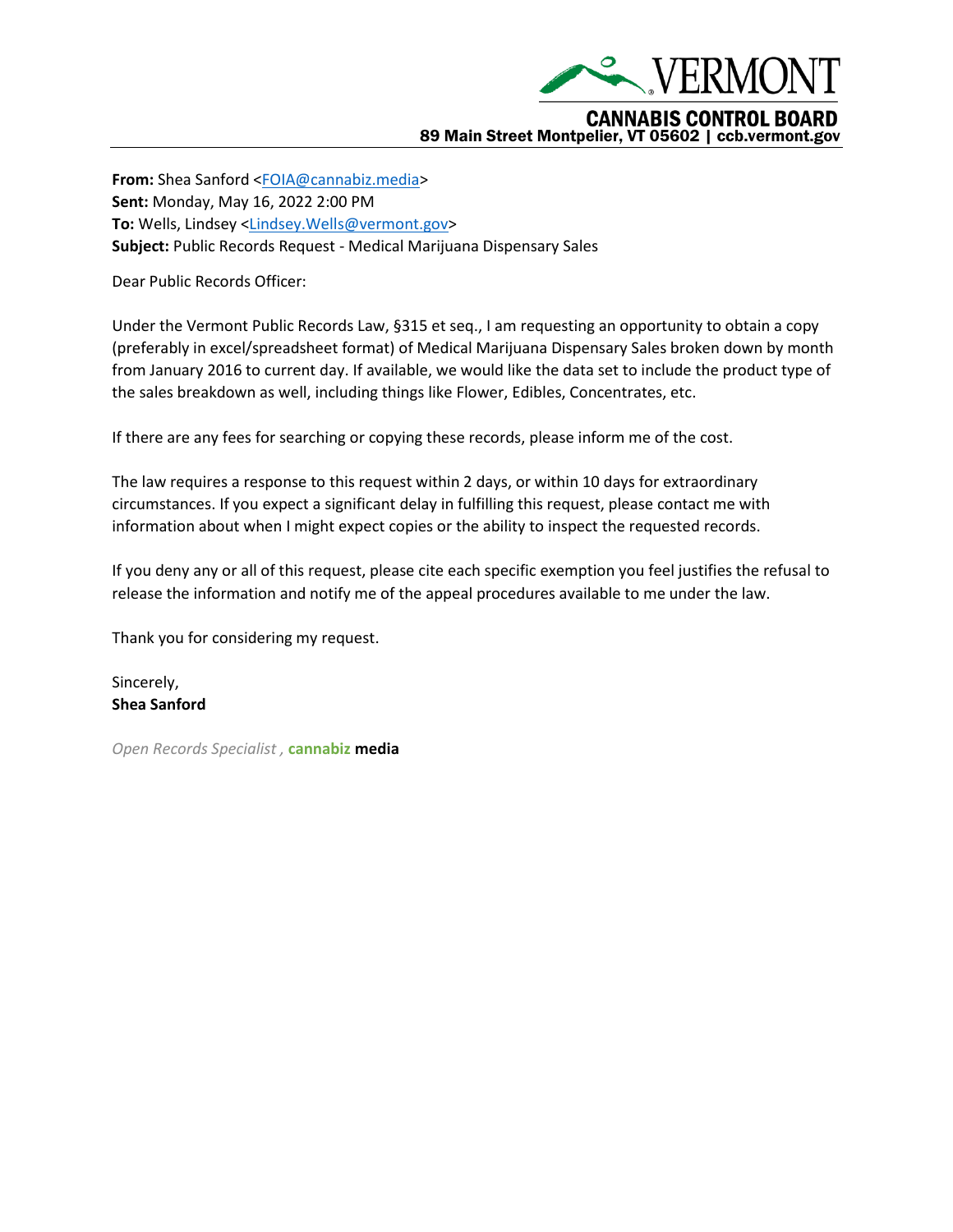VERMONT

CANNABIS CONTROL BOARD

89 Main Street Montpelier, VT 05602 | ccb.vermont.gov

**From:** Shea Sanford <FOIA@cannabiz.media>
**Sent:** Monday, May 16, 2022 2:00 PM
**To:** Wells, Lindsey <Lindsey.Wells@vermont.gov>
**Subject:** Public Records Request - Medical Marijuana Dispensary Sales

Dear Public Records Officer:

Under the Vermont Public Records Law, §315 et seq., I am requesting an opportunity to obtain a copy (preferably in excel/spreadsheet format) of Medical Marijuana Dispensary Sales broken down by month from January 2016 to current day. If available, we would like the data set to include the product type of the sales breakdown as well, including things like Flower, Edibles, Concentrates, etc.

If there are any fees for searching or copying these records, please inform me of the cost.

The law requires a response to this request within 2 days, or within 10 days for extraordinary circumstances. If you expect a significant delay in fulfilling this request, please contact me with information about when I might expect copies or the ability to inspect the requested records.

If you deny any or all of this request, please cite each specific exemption you feel justifies the refusal to release the information and notify me of the appeal procedures available to me under the law.

Thank you for considering my request.

Sincerely,
**Shea Sanford**

*Open Records Specialist ,* **cannabiz media**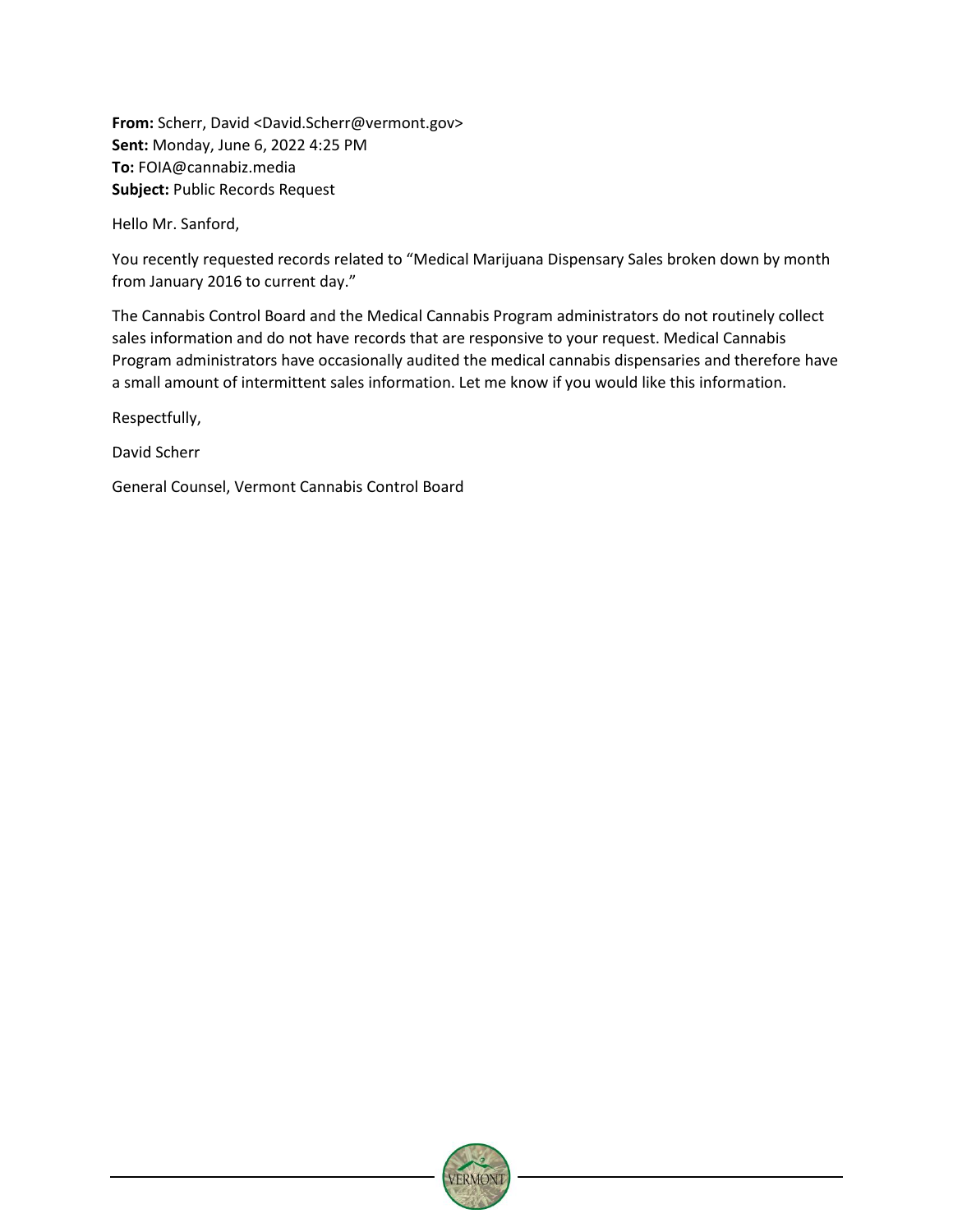**From:** Scherr, David <David.Scherr@vermont.gov>
**Sent:** Monday, June 6, 2022 4:25 PM
**To:** FOIA@cannabiz.media
**Subject:** Public Records Request

Hello Mr. Sanford,

You recently requested records related to "Medical Marijuana Dispensary Sales broken down by month from January 2016 to current day."

The Cannabis Control Board and the Medical Cannabis Program administrators do not routinely collect sales information and do not have records that are responsive to your request. Medical Cannabis Program administrators have occasionally audited the medical cannabis dispensaries and therefore have a small amount of intermittent sales information. Let me know if you would like this information.

Respectfully,

David Scherr

General Counsel, Vermont Cannabis Control Board